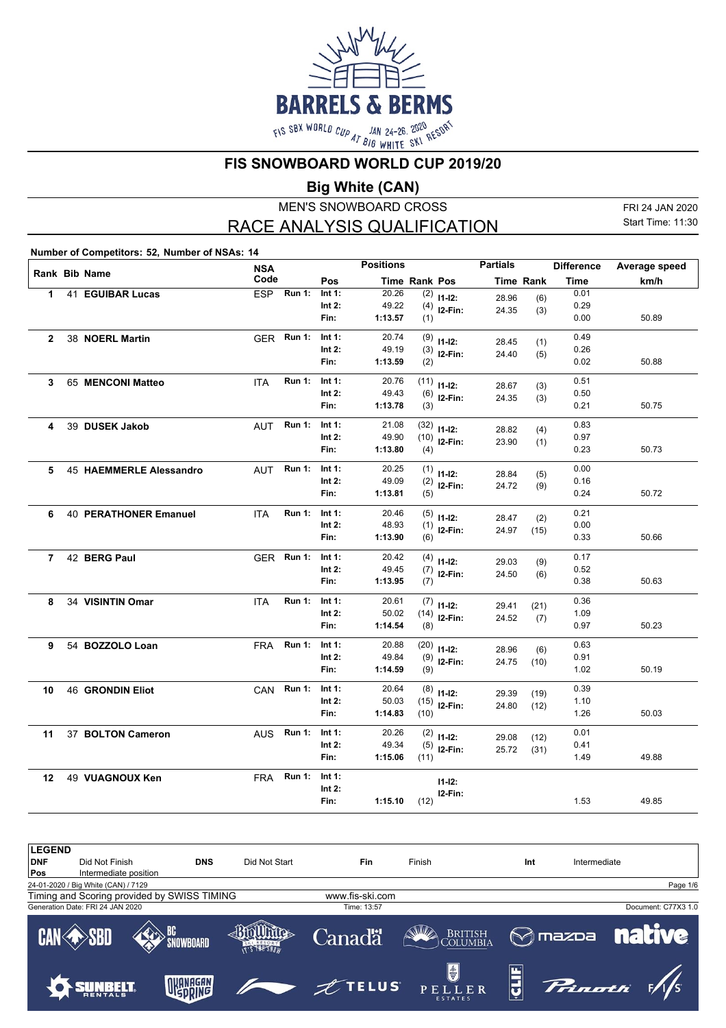# FIS SNOWBOARD WORLD CUP 2019/20

## Big White (CAN)

MEN'S SNOWBOARD CROSS

## RACE ANALYSIS QUALIFICATION

FRI 24 JAN 2020
Start Time: 11:30

**Number of Competitors: 52, Number of NSAs: 14**

| Rank | Bib | Name | NSA Code | | Pos | Time | Rank | Pos | Time | Rank | Difference Time | Average speed km/h |
|---|---|---|---|---|---|---|---|---|---|---|---|---|
| 1 | 41 | **EGUIBAR Lucas** | ESP | Run 1: | Int 1: | 20.26 | (2) | I1-I2: | 28.96 | (6) | 0.01 | |
| | | | | | Int 2: | 49.22 | (4) | I2-Fin: | 24.35 | (3) | 0.29 | |
| | | | | | Fin: | 1:13.57 | (1) | | | | 0.00 | 50.89 |
| 2 | 38 | **NOERL Martin** | GER | Run 1: | Int 1: | 20.74 | (9) | I1-I2: | 28.45 | (1) | 0.49 | |
| | | | | | Int 2: | 49.19 | (3) | I2-Fin: | 24.40 | (5) | 0.26 | |
| | | | | | Fin: | 1:13.59 | (2) | | | | 0.02 | 50.88 |
| 3 | 65 | **MENCONI Matteo** | ITA | Run 1: | Int 1: | 20.76 | (11) | I1-I2: | 28.67 | (3) | 0.51 | |
| | | | | | Int 2: | 49.43 | (6) | I2-Fin: | 24.35 | (3) | 0.50 | |
| | | | | | Fin: | 1:13.78 | (3) | | | | 0.21 | 50.75 |
| 4 | 39 | **DUSEK Jakob** | AUT | Run 1: | Int 1: | 21.08 | (32) | I1-I2: | 28.82 | (4) | 0.83 | |
| | | | | | Int 2: | 49.90 | (10) | I2-Fin: | 23.90 | (1) | 0.97 | |
| | | | | | Fin: | 1:13.80 | (4) | | | | 0.23 | 50.73 |
| 5 | 45 | **HAEMMERLE Alessandro** | AUT | Run 1: | Int 1: | 20.25 | (1) | I1-I2: | 28.84 | (5) | 0.00 | |
| | | | | | Int 2: | 49.09 | (2) | I2-Fin: | 24.72 | (9) | 0.16 | |
| | | | | | Fin: | 1:13.81 | (5) | | | | 0.24 | 50.72 |
| 6 | 40 | **PERATHONER Emanuel** | ITA | Run 1: | Int 1: | 20.46 | (5) | I1-I2: | 28.47 | (2) | 0.21 | |
| | | | | | Int 2: | 48.93 | (1) | I2-Fin: | 24.97 | (15) | 0.00 | |
| | | | | | Fin: | 1:13.90 | (6) | | | | 0.33 | 50.66 |
| 7 | 42 | **BERG Paul** | GER | Run 1: | Int 1: | 20.42 | (4) | I1-I2: | 29.03 | (9) | 0.17 | |
| | | | | | Int 2: | 49.45 | (7) | I2-Fin: | 24.50 | (6) | 0.52 | |
| | | | | | Fin: | 1:13.95 | (7) | | | | 0.38 | 50.63 |
| 8 | 34 | **VISINTIN Omar** | ITA | Run 1: | Int 1: | 20.61 | (7) | I1-I2: | 29.41 | (21) | 0.36 | |
| | | | | | Int 2: | 50.02 | (14) | I2-Fin: | 24.52 | (7) | 1.09 | |
| | | | | | Fin: | 1:14.54 | (8) | | | | 0.97 | 50.23 |
| 9 | 54 | **BOZZOLO Loan** | FRA | Run 1: | Int 1: | 20.88 | (20) | I1-I2: | 28.96 | (6) | 0.63 | |
| | | | | | Int 2: | 49.84 | (9) | I2-Fin: | 24.75 | (10) | 0.91 | |
| | | | | | Fin: | 1:14.59 | (9) | | | | 1.02 | 50.19 |
| 10 | 46 | **GRONDIN Eliot** | CAN | Run 1: | Int 1: | 20.64 | (8) | I1-I2: | 29.39 | (19) | 0.39 | |
| | | | | | Int 2: | 50.03 | (15) | I2-Fin: | 24.80 | (12) | 1.10 | |
| | | | | | Fin: | 1:14.83 | (10) | | | | 1.26 | 50.03 |
| 11 | 37 | **BOLTON Cameron** | AUS | Run 1: | Int 1: | 20.26 | (2) | I1-I2: | 29.08 | (12) | 0.01 | |
| | | | | | Int 2: | 49.34 | (5) | I2-Fin: | 25.72 | (31) | 0.41 | |
| | | | | | Fin: | 1:15.06 | (11) | | | | 1.49 | 49.88 |
| 12 | 49 | **VUAGNOUX Ken** | FRA | Run 1: | Int 1: | | | I1-I2: | | | | |
| | | | | | Int 2: | | | I2-Fin: | | | | |
| | | | | | Fin: | 1:15.10 | (12) | | | | 1.53 | 49.85 |

**LEGEND**

| | | | | | | | |
|---|---|---|---|---|---|---|---|
| DNF | Did Not Finish | DNS | Did Not Start | Fin | Finish | Int | Intermediate |
| Pos | Intermediate position | | | | | | |

24-01-2020 / Big White (CAN) / 7129

Timing and Scoring provided by SWISS TIMING — www.fis-ski.com

Generation Date: FRI 24 JAN 2020 — Time: 13:57 — Document: C77X3 1.0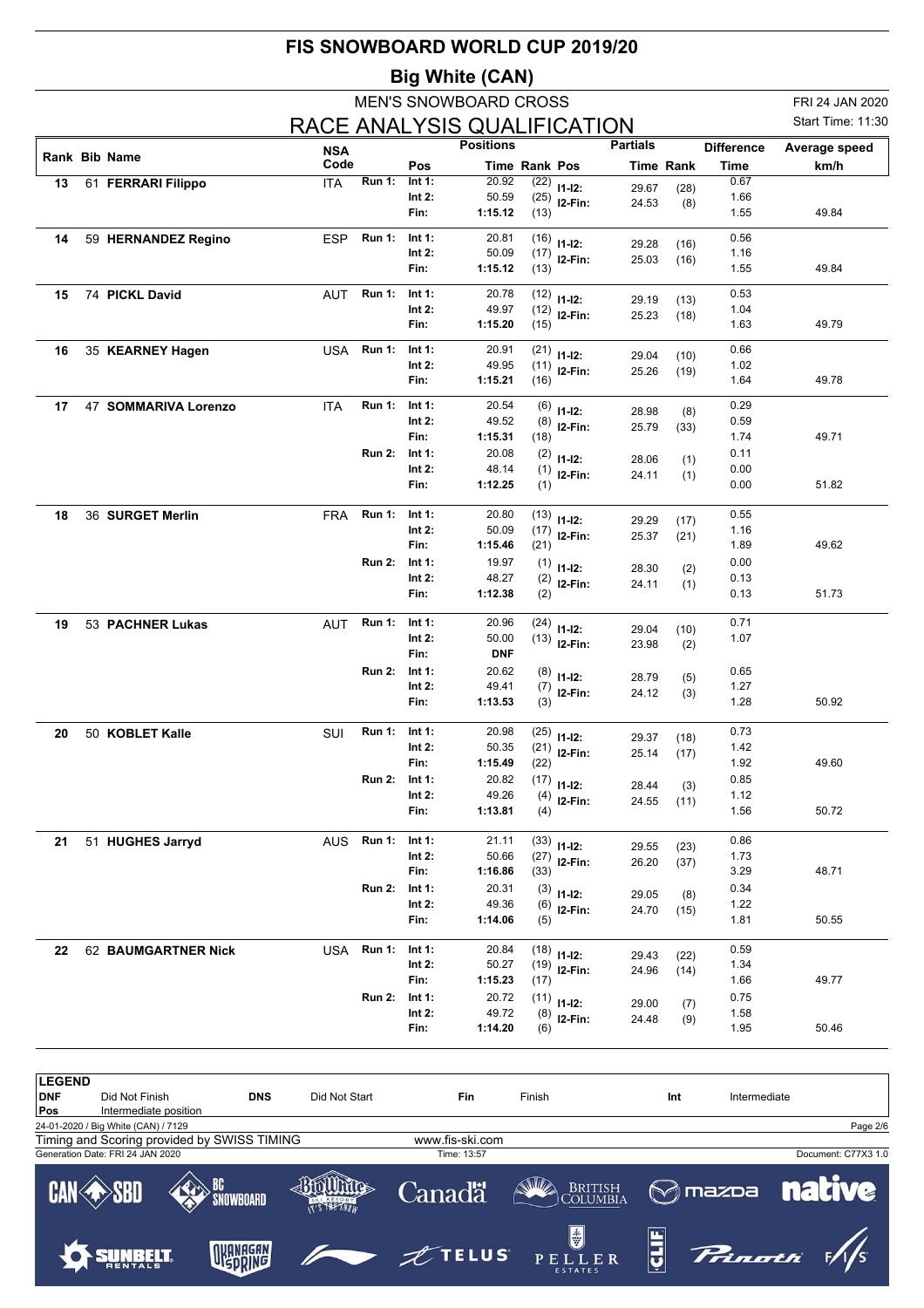# FIS SNOWBOARD WORLD CUP 2019/20

## Big White (CAN)

MEN'S SNOWBOARD CROSS

FRI 24 JAN 2020

## RACE ANALYSIS QUALIFICATION

Start Time: 11:30

| Rank | Bib | Name | NSA Code | Run | Pos | Time | Rank | Pos | Partials Time | Partials Rank | Difference Time | Average speed km/h |
|---|---|---|---|---|---|---|---|---|---|---|---|---|
| 13 | 61 | **FERRARI Filippo** | ITA | Run 1: | Int 1: | 20.92 | (22) | I1-I2: | 29.67 | (28) | 0.67 | |
| | | | | | Int 2: | 50.59 | (25) | I2-Fin: | 24.53 | (8) | 1.66 | |
| | | | | | Fin: | **1:15.12** | (13) | | | | 1.55 | 49.84 |
| 14 | 59 | **HERNANDEZ Regino** | ESP | Run 1: | Int 1: | 20.81 | (16) | I1-I2: | 29.28 | (16) | 0.56 | |
| | | | | | Int 2: | 50.09 | (17) | I2-Fin: | 25.03 | (16) | 1.16 | |
| | | | | | Fin: | **1:15.12** | (13) | | | | 1.55 | 49.84 |
| 15 | 74 | **PICKL David** | AUT | Run 1: | Int 1: | 20.78 | (12) | I1-I2: | 29.19 | (13) | 0.53 | |
| | | | | | Int 2: | 49.97 | (12) | I2-Fin: | 25.23 | (18) | 1.04 | |
| | | | | | Fin: | **1:15.20** | (15) | | | | 1.63 | 49.79 |
| 16 | 35 | **KEARNEY Hagen** | USA | Run 1: | Int 1: | 20.91 | (21) | I1-I2: | 29.04 | (10) | 0.66 | |
| | | | | | Int 2: | 49.95 | (11) | I2-Fin: | 25.26 | (19) | 1.02 | |
| | | | | | Fin: | **1:15.21** | (16) | | | | 1.64 | 49.78 |
| 17 | 47 | **SOMMARIVA Lorenzo** | ITA | Run 1: | Int 1: | 20.54 | (6) | I1-I2: | 28.98 | (8) | 0.29 | |
| | | | | | Int 2: | 49.52 | (8) | I2-Fin: | 25.79 | (33) | 0.59 | |
| | | | | | Fin: | **1:15.31** | (18) | | | | 1.74 | 49.71 |
| | | | | Run 2: | Int 1: | 20.08 | (2) | I1-I2: | 28.06 | (1) | 0.11 | |
| | | | | | Int 2: | 48.14 | (1) | I2-Fin: | 24.11 | (1) | 0.00 | |
| | | | | | Fin: | **1:12.25** | (1) | | | | 0.00 | 51.82 |
| 18 | 36 | **SURGET Merlin** | FRA | Run 1: | Int 1: | 20.80 | (13) | I1-I2: | 29.29 | (17) | 0.55 | |
| | | | | | Int 2: | 50.09 | (17) | I2-Fin: | 25.37 | (21) | 1.16 | |
| | | | | | Fin: | **1:15.46** | (21) | | | | 1.89 | 49.62 |
| | | | | Run 2: | Int 1: | 19.97 | (1) | I1-I2: | 28.30 | (2) | 0.00 | |
| | | | | | Int 2: | 48.27 | (2) | I2-Fin: | 24.11 | (1) | 0.13 | |
| | | | | | Fin: | **1:12.38** | (2) | | | | 0.13 | 51.73 |
| 19 | 53 | **PACHNER Lukas** | AUT | Run 1: | Int 1: | 20.96 | (24) | I1-I2: | 29.04 | (10) | 0.71 | |
| | | | | | Int 2: | 50.00 | (13) | I2-Fin: | 23.98 | (2) | 1.07 | |
| | | | | | Fin: | **DNF** | | | | | | |
| | | | | Run 2: | Int 1: | 20.62 | (8) | I1-I2: | 28.79 | (5) | 0.65 | |
| | | | | | Int 2: | 49.41 | (7) | I2-Fin: | 24.12 | (3) | 1.27 | |
| | | | | | Fin: | **1:13.53** | (3) | | | | 1.28 | 50.92 |
| 20 | 50 | **KOBLET Kalle** | SUI | Run 1: | Int 1: | 20.98 | (25) | I1-I2: | 29.37 | (18) | 0.73 | |
| | | | | | Int 2: | 50.35 | (21) | I2-Fin: | 25.14 | (17) | 1.42 | |
| | | | | | Fin: | **1:15.49** | (22) | | | | 1.92 | 49.60 |
| | | | | Run 2: | Int 1: | 20.82 | (17) | I1-I2: | 28.44 | (3) | 0.85 | |
| | | | | | Int 2: | 49.26 | (4) | I2-Fin: | 24.55 | (11) | 1.12 | |
| | | | | | Fin: | **1:13.81** | (4) | | | | 1.56 | 50.72 |
| 21 | 51 | **HUGHES Jarryd** | AUS | Run 1: | Int 1: | 21.11 | (33) | I1-I2: | 29.55 | (23) | 0.86 | |
| | | | | | Int 2: | 50.66 | (27) | I2-Fin: | 26.20 | (37) | 1.73 | |
| | | | | | Fin: | **1:16.86** | (33) | | | | 3.29 | 48.71 |
| | | | | Run 2: | Int 1: | 20.31 | (3) | I1-I2: | 29.05 | (8) | 0.34 | |
| | | | | | Int 2: | 49.36 | (6) | I2-Fin: | 24.70 | (15) | 1.22 | |
| | | | | | Fin: | **1:14.06** | (5) | | | | 1.81 | 50.55 |
| 22 | 62 | **BAUMGARTNER Nick** | USA | Run 1: | Int 1: | 20.84 | (18) | I1-I2: | 29.43 | (22) | 0.59 | |
| | | | | | Int 2: | 50.27 | (19) | I2-Fin: | 24.96 | (14) | 1.34 | |
| | | | | | Fin: | **1:15.23** | (17) | | | | 1.66 | 49.77 |
| | | | | Run 2: | Int 1: | 20.72 | (11) | I1-I2: | 29.00 | (7) | 0.75 | |
| | | | | | Int 2: | 49.72 | (8) | I2-Fin: | 24.48 | (9) | 1.58 | |
| | | | | | Fin: | **1:14.20** | (6) | | | | 1.95 | 50.46 |

**LEGEND**

| | | | | | | | |
|---|---|---|---|---|---|---|---|
| **DNF** | Did Not Finish | **DNS** | Did Not Start | **Fin** | Finish | **Int** | Intermediate |
| **Pos** | Intermediate position | | | | | | |

24-01-2020 / Big White (CAN) / 7129

Timing and Scoring provided by SWISS TIMING

www.fis-ski.com

Generation Date: FRI 24 JAN 2020 — Time: 13:57 — Document: C77X3 1.0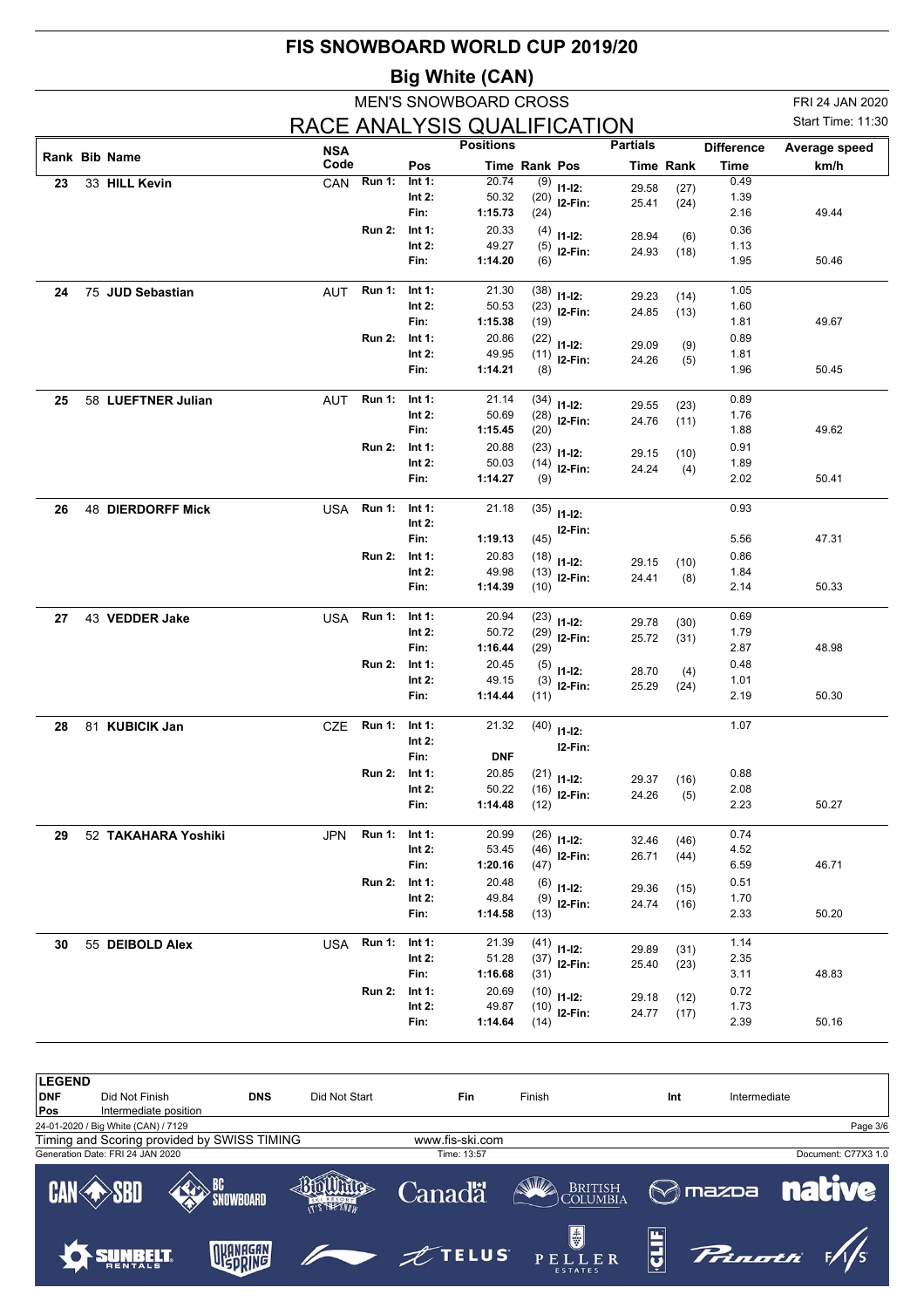# FIS SNOWBOARD WORLD CUP 2019/20

## Big White (CAN)

### MEN'S SNOWBOARD CROSS

FRI 24 JAN 2020

## RACE ANALYSIS QUALIFICATION

Start Time: 11:30

| Rank | Bib | Name | NSA Code | Run | Pos | Time | Rank | Partials Pos | Partials Time | Partials Rank | Difference Time | Average speed km/h |
|---|---|---|---|---|---|---|---|---|---|---|---|---|
| 23 | 33 | **HILL Kevin** | CAN | Run 1: | Int 1: | 20.74 | (9) | I1-I2: | 29.58 | (27) | 0.49 | |
| | | | | | Int 2: | 50.32 | (20) | I2-Fin: | 25.41 | (24) | 1.39 | |
| | | | | | Fin: | **1:15.73** | (24) | | | | 2.16 | 49.44 |
| | | | | Run 2: | Int 1: | 20.33 | (4) | I1-I2: | 28.94 | (6) | 0.36 | |
| | | | | | Int 2: | 49.27 | (5) | I2-Fin: | 24.93 | (18) | 1.13 | |
| | | | | | Fin: | **1:14.20** | (6) | | | | 1.95 | 50.46 |
| 24 | 75 | **JUD Sebastian** | AUT | Run 1: | Int 1: | 21.30 | (38) | I1-I2: | 29.23 | (14) | 1.05 | |
| | | | | | Int 2: | 50.53 | (23) | I2-Fin: | 24.85 | (13) | 1.60 | |
| | | | | | Fin: | **1:15.38** | (19) | | | | 1.81 | 49.67 |
| | | | | Run 2: | Int 1: | 20.86 | (22) | I1-I2: | 29.09 | (9) | 0.89 | |
| | | | | | Int 2: | 49.95 | (11) | I2-Fin: | 24.26 | (5) | 1.81 | |
| | | | | | Fin: | **1:14.21** | (8) | | | | 1.96 | 50.45 |
| 25 | 58 | **LUEFTNER Julian** | AUT | Run 1: | Int 1: | 21.14 | (34) | I1-I2: | 29.55 | (23) | 0.89 | |
| | | | | | Int 2: | 50.69 | (28) | I2-Fin: | 24.76 | (11) | 1.76 | |
| | | | | | Fin: | **1:15.45** | (20) | | | | 1.88 | 49.62 |
| | | | | Run 2: | Int 1: | 20.88 | (23) | I1-I2: | 29.15 | (10) | 0.91 | |
| | | | | | Int 2: | 50.03 | (14) | I2-Fin: | 24.24 | (4) | 1.89 | |
| | | | | | Fin: | **1:14.27** | (9) | | | | 2.02 | 50.41 |
| 26 | 48 | **DIERDORFF Mick** | USA | Run 1: | Int 1: | 21.18 | (35) | I1-I2: | | | 0.93 | |
| | | | | | Int 2: | | | I2-Fin: | | | | |
| | | | | | Fin: | **1:19.13** | (45) | | | | 5.56 | 47.31 |
| | | | | Run 2: | Int 1: | 20.83 | (18) | I1-I2: | 29.15 | (10) | 0.86 | |
| | | | | | Int 2: | 49.98 | (13) | I2-Fin: | 24.41 | (8) | 1.84 | |
| | | | | | Fin: | **1:14.39** | (10) | | | | 2.14 | 50.33 |
| 27 | 43 | **VEDDER Jake** | USA | Run 1: | Int 1: | 20.94 | (23) | I1-I2: | 29.78 | (30) | 0.69 | |
| | | | | | Int 2: | 50.72 | (29) | I2-Fin: | 25.72 | (31) | 1.79 | |
| | | | | | Fin: | **1:16.44** | (29) | | | | 2.87 | 48.98 |
| | | | | Run 2: | Int 1: | 20.45 | (5) | I1-I2: | 28.70 | (4) | 0.48 | |
| | | | | | Int 2: | 49.15 | (3) | I2-Fin: | 25.29 | (24) | 1.01 | |
| | | | | | Fin: | **1:14.44** | (11) | | | | 2.19 | 50.30 |
| 28 | 81 | **KUBICIK Jan** | CZE | Run 1: | Int 1: | 21.32 | (40) | I1-I2: | | | 1.07 | |
| | | | | | Int 2: | | | I2-Fin: | | | | |
| | | | | | Fin: | **DNF** | | | | | | |
| | | | | Run 2: | Int 1: | 20.85 | (21) | I1-I2: | 29.37 | (16) | 0.88 | |
| | | | | | Int 2: | 50.22 | (16) | I2-Fin: | 24.26 | (5) | 2.08 | |
| | | | | | Fin: | **1:14.48** | (12) | | | | 2.23 | 50.27 |
| 29 | 52 | **TAKAHARA Yoshiki** | JPN | Run 1: | Int 1: | 20.99 | (26) | I1-I2: | 32.46 | (46) | 0.74 | |
| | | | | | Int 2: | 53.45 | (46) | I2-Fin: | 26.71 | (44) | 4.52 | |
| | | | | | Fin: | **1:20.16** | (47) | | | | 6.59 | 46.71 |
| | | | | Run 2: | Int 1: | 20.48 | (6) | I1-I2: | 29.36 | (15) | 0.51 | |
| | | | | | Int 2: | 49.84 | (9) | I2-Fin: | 24.74 | (16) | 1.70 | |
| | | | | | Fin: | **1:14.58** | (13) | | | | 2.33 | 50.20 |
| 30 | 55 | **DEIBOLD Alex** | USA | Run 1: | Int 1: | 21.39 | (41) | I1-I2: | 29.89 | (31) | 1.14 | |
| | | | | | Int 2: | 51.28 | (37) | I2-Fin: | 25.40 | (23) | 2.35 | |
| | | | | | Fin: | **1:16.68** | (31) | | | | 3.11 | 48.83 |
| | | | | Run 2: | Int 1: | 20.69 | (10) | I1-I2: | 29.18 | (12) | 0.72 | |
| | | | | | Int 2: | 49.87 | (10) | I2-Fin: | 24.77 | (17) | 1.73 | |
| | | | | | Fin: | **1:14.64** | (14) | | | | 2.39 | 50.16 |

**LEGEND**

| | | | | | | | |
|---|---|---|---|---|---|---|---|
| **DNF** | Did Not Finish | **DNS** | Did Not Start | **Fin** | Finish | **Int** | Intermediate |
| **Pos** | Intermediate position | | | | | | |

24-01-2020 / Big White (CAN) / 7129

Timing and Scoring provided by SWISS TIMING

www.fis-ski.com

Generation Date: FRI 24 JAN 2020

Time: 13:57

Document: C77X3 1.0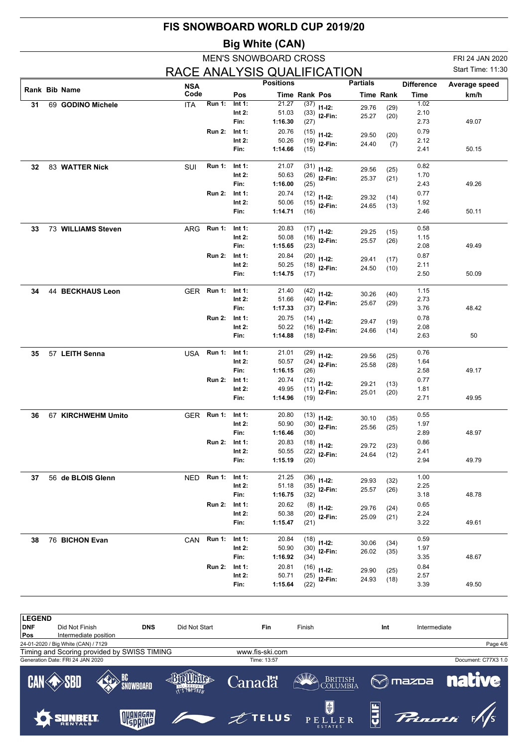# FIS SNOWBOARD WORLD CUP 2019/20

## Big White (CAN)

### MEN'S SNOWBOARD CROSS

FRI 24 JAN 2020

## RACE ANALYSIS QUALIFICATION

Start Time: 11:30

| Rank | Bib | Name | NSA Code | Run | Pos | Time | Rank | Pos | Time | Rank | Difference Time | Average speed km/h |
|---|---|---|---|---|---|---|---|---|---|---|---|---|
| 31 | 69 | **GODINO Michele** | ITA | Run 1: | Int 1: | 21.27 | (37) | I1-I2: | 29.76 | (29) | 1.02 | |
| | | | | | Int 2: | 51.03 | (33) | I2-Fin: | 25.27 | (20) | 2.10 | |
| | | | | | Fin: | **1:16.30** | (27) | | | | 2.73 | 49.07 |
| | | | | Run 2: | Int 1: | 20.76 | (15) | I1-I2: | 29.50 | (20) | 0.79 | |
| | | | | | Int 2: | 50.26 | (19) | I2-Fin: | 24.40 | (7) | 2.12 | |
| | | | | | Fin: | **1:14.66** | (15) | | | | 2.41 | 50.15 |
| 32 | 83 | **WATTER Nick** | SUI | Run 1: | Int 1: | 21.07 | (31) | I1-I2: | 29.56 | (25) | 0.82 | |
| | | | | | Int 2: | 50.63 | (26) | I2-Fin: | 25.37 | (21) | 1.70 | |
| | | | | | Fin: | **1:16.00** | (25) | | | | 2.43 | 49.26 |
| | | | | Run 2: | Int 1: | 20.74 | (12) | I1-I2: | 29.32 | (14) | 0.77 | |
| | | | | | Int 2: | 50.06 | (15) | I2-Fin: | 24.65 | (13) | 1.92 | |
| | | | | | Fin: | **1:14.71** | (16) | | | | 2.46 | 50.11 |
| 33 | 73 | **WILLIAMS Steven** | ARG | Run 1: | Int 1: | 20.83 | (17) | I1-I2: | 29.25 | (15) | 0.58 | |
| | | | | | Int 2: | 50.08 | (16) | I2-Fin: | 25.57 | (26) | 1.15 | |
| | | | | | Fin: | **1:15.65** | (23) | | | | 2.08 | 49.49 |
| | | | | Run 2: | Int 1: | 20.84 | (20) | I1-I2: | 29.41 | (17) | 0.87 | |
| | | | | | Int 2: | 50.25 | (18) | I2-Fin: | 24.50 | (10) | 2.11 | |
| | | | | | Fin: | **1:14.75** | (17) | | | | 2.50 | 50.09 |
| 34 | 44 | **BECKHAUS Leon** | GER | Run 1: | Int 1: | 21.40 | (42) | I1-I2: | 30.26 | (40) | 1.15 | |
| | | | | | Int 2: | 51.66 | (40) | I2-Fin: | 25.67 | (29) | 2.73 | |
| | | | | | Fin: | **1:17.33** | (37) | | | | 3.76 | 48.42 |
| | | | | Run 2: | Int 1: | 20.75 | (14) | I1-I2: | 29.47 | (19) | 0.78 | |
| | | | | | Int 2: | 50.22 | (16) | I2-Fin: | 24.66 | (14) | 2.08 | |
| | | | | | Fin: | **1:14.88** | (18) | | | | 2.63 | 50 |
| 35 | 57 | **LEITH Senna** | USA | Run 1: | Int 1: | 21.01 | (29) | I1-I2: | 29.56 | (25) | 0.76 | |
| | | | | | Int 2: | 50.57 | (24) | I2-Fin: | 25.58 | (28) | 1.64 | |
| | | | | | Fin: | **1:16.15** | (26) | | | | 2.58 | 49.17 |
| | | | | Run 2: | Int 1: | 20.74 | (12) | I1-I2: | 29.21 | (13) | 0.77 | |
| | | | | | Int 2: | 49.95 | (11) | I2-Fin: | 25.01 | (20) | 1.81 | |
| | | | | | Fin: | **1:14.96** | (19) | | | | 2.71 | 49.95 |
| 36 | 67 | **KIRCHWEHM Umito** | GER | Run 1: | Int 1: | 20.80 | (13) | I1-I2: | 30.10 | (35) | 0.55 | |
| | | | | | Int 2: | 50.90 | (30) | I2-Fin: | 25.56 | (25) | 1.97 | |
| | | | | | Fin: | **1:16.46** | (30) | | | | 2.89 | 48.97 |
| | | | | Run 2: | Int 1: | 20.83 | (18) | I1-I2: | 29.72 | (23) | 0.86 | |
| | | | | | Int 2: | 50.55 | (22) | I2-Fin: | 24.64 | (12) | 2.41 | |
| | | | | | Fin: | **1:15.19** | (20) | | | | 2.94 | 49.79 |
| 37 | 56 | **de BLOIS Glenn** | NED | Run 1: | Int 1: | 21.25 | (36) | I1-I2: | 29.93 | (32) | 1.00 | |
| | | | | | Int 2: | 51.18 | (35) | I2-Fin: | 25.57 | (26) | 2.25 | |
| | | | | | Fin: | **1:16.75** | (32) | | | | 3.18 | 48.78 |
| | | | | Run 2: | Int 1: | 20.62 | (8) | I1-I2: | 29.76 | (24) | 0.65 | |
| | | | | | Int 2: | 50.38 | (20) | I2-Fin: | 25.09 | (21) | 2.24 | |
| | | | | | Fin: | **1:15.47** | (21) | | | | 3.22 | 49.61 |
| 38 | 76 | **BICHON Evan** | CAN | Run 1: | Int 1: | 20.84 | (18) | I1-I2: | 30.06 | (34) | 0.59 | |
| | | | | | Int 2: | 50.90 | (30) | I2-Fin: | 26.02 | (35) | 1.97 | |
| | | | | | Fin: | **1:16.92** | (34) | | | | 3.35 | 48.67 |
| | | | | Run 2: | Int 1: | 20.81 | (16) | I1-I2: | 29.90 | (25) | 0.84 | |
| | | | | | Int 2: | 50.71 | (25) | I2-Fin: | 24.93 | (18) | 2.57 | |
| | | | | | Fin: | **1:15.64** | (22) | | | | 3.39 | 49.50 |

**LEGEND**

| | | | | | | | |
|---|---|---|---|---|---|---|---|
| **DNF** | Did Not Finish | **DNS** | Did Not Start | **Fin** | Finish | **Int** | Intermediate |
| **Pos** | Intermediate position | | | | | | |

24-01-2020 / Big White (CAN) / 7129

Timing and Scoring provided by SWISS TIMING

www.fis-ski.com

Generation Date: FRI 24 JAN 2020

Time: 13:57

Document: C77X3 1.0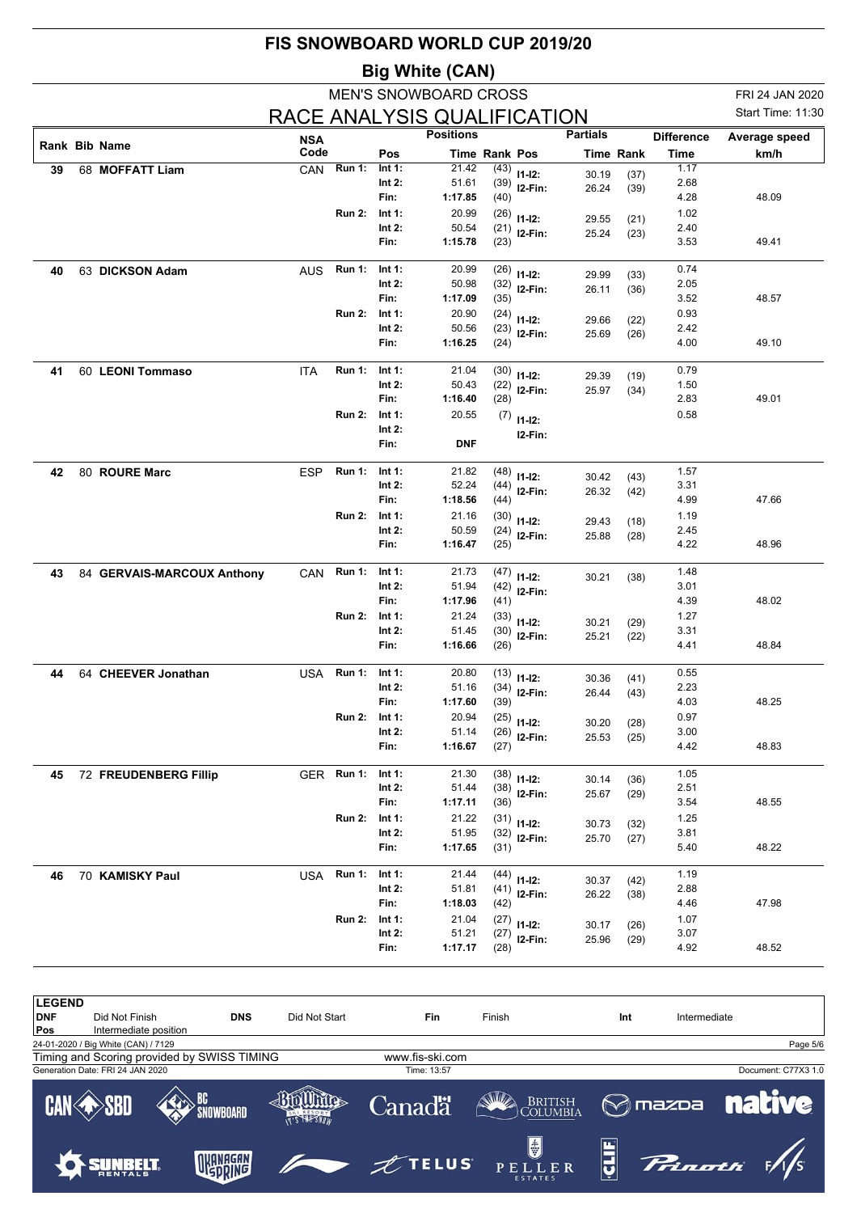# FIS SNOWBOARD WORLD CUP 2019/20

## Big White (CAN)

### MEN'S SNOWBOARD CROSS

FRI 24 JAN 2020

## RACE ANALYSIS QUALIFICATION

Start Time: 11:30

| Rank | Bib | Name | NSA Code | Run | Pos | Time | Rank | Pos | Time | Rank | Difference Time | Average speed km/h |
|---|---|---|---|---|---|---|---|---|---|---|---|---|
| 39 | 68 | **MOFFATT Liam** | CAN | Run 1: | Int 1: | 21.42 | (43) | I1-I2: | 30.19 | (37) | 1.17 | |
| | | | | | Int 2: | 51.61 | (39) | I2-Fin: | 26.24 | (39) | 2.68 | |
| | | | | | Fin: | **1:17.85** | (40) | | | | 4.28 | 48.09 |
| | | | | Run 2: | Int 1: | 20.99 | (26) | I1-I2: | 29.55 | (21) | 1.02 | |
| | | | | | Int 2: | 50.54 | (21) | I2-Fin: | 25.24 | (23) | 2.40 | |
| | | | | | Fin: | **1:15.78** | (23) | | | | 3.53 | 49.41 |
| 40 | 63 | **DICKSON Adam** | AUS | Run 1: | Int 1: | 20.99 | (26) | I1-I2: | 29.99 | (33) | 0.74 | |
| | | | | | Int 2: | 50.98 | (32) | I2-Fin: | 26.11 | (36) | 2.05 | |
| | | | | | Fin: | **1:17.09** | (35) | | | | 3.52 | 48.57 |
| | | | | Run 2: | Int 1: | 20.90 | (24) | I1-I2: | 29.66 | (22) | 0.93 | |
| | | | | | Int 2: | 50.56 | (23) | I2-Fin: | 25.69 | (26) | 2.42 | |
| | | | | | Fin: | **1:16.25** | (24) | | | | 4.00 | 49.10 |
| 41 | 60 | **LEONI Tommaso** | ITA | Run 1: | Int 1: | 21.04 | (30) | I1-I2: | 29.39 | (19) | 0.79 | |
| | | | | | Int 2: | 50.43 | (22) | I2-Fin: | 25.97 | (34) | 1.50 | |
| | | | | | Fin: | **1:16.40** | (28) | | | | 2.83 | 49.01 |
| | | | | Run 2: | Int 1: | 20.55 | (7) | I1-I2: | | | 0.58 | |
| | | | | | Int 2: | | | I2-Fin: | | | | |
| | | | | | Fin: | **DNF** | | | | | | |
| 42 | 80 | **ROURE Marc** | ESP | Run 1: | Int 1: | 21.82 | (48) | I1-I2: | 30.42 | (43) | 1.57 | |
| | | | | | Int 2: | 52.24 | (44) | I2-Fin: | 26.32 | (42) | 3.31 | |
| | | | | | Fin: | **1:18.56** | (44) | | | | 4.99 | 47.66 |
| | | | | Run 2: | Int 1: | 21.16 | (30) | I1-I2: | 29.43 | (18) | 1.19 | |
| | | | | | Int 2: | 50.59 | (24) | I2-Fin: | 25.88 | (28) | 2.45 | |
| | | | | | Fin: | **1:16.47** | (25) | | | | 4.22 | 48.96 |
| 43 | 84 | **GERVAIS-MARCOUX Anthony** | CAN | Run 1: | Int 1: | 21.73 | (47) | I1-I2: | 30.21 | (38) | 1.48 | |
| | | | | | Int 2: | 51.94 | (42) | I2-Fin: | | | 3.01 | |
| | | | | | Fin: | **1:17.96** | (41) | | | | 4.39 | 48.02 |
| | | | | Run 2: | Int 1: | 21.24 | (33) | I1-I2: | 30.21 | (29) | 1.27 | |
| | | | | | Int 2: | 51.45 | (30) | I2-Fin: | 25.21 | (22) | 3.31 | |
| | | | | | Fin: | **1:16.66** | (26) | | | | 4.41 | 48.84 |
| 44 | 64 | **CHEEVER Jonathan** | USA | Run 1: | Int 1: | 20.80 | (13) | I1-I2: | 30.36 | (41) | 0.55 | |
| | | | | | Int 2: | 51.16 | (34) | I2-Fin: | 26.44 | (43) | 2.23 | |
| | | | | | Fin: | **1:17.60** | (39) | | | | 4.03 | 48.25 |
| | | | | Run 2: | Int 1: | 20.94 | (25) | I1-I2: | 30.20 | (28) | 0.97 | |
| | | | | | Int 2: | 51.14 | (26) | I2-Fin: | 25.53 | (25) | 3.00 | |
| | | | | | Fin: | **1:16.67** | (27) | | | | 4.42 | 48.83 |
| 45 | 72 | **FREUDENBERG Fillip** | GER | Run 1: | Int 1: | 21.30 | (38) | I1-I2: | 30.14 | (36) | 1.05 | |
| | | | | | Int 2: | 51.44 | (38) | I2-Fin: | 25.67 | (29) | 2.51 | |
| | | | | | Fin: | **1:17.11** | (36) | | | | 3.54 | 48.55 |
| | | | | Run 2: | Int 1: | 21.22 | (31) | I1-I2: | 30.73 | (32) | 1.25 | |
| | | | | | Int 2: | 51.95 | (32) | I2-Fin: | 25.70 | (27) | 3.81 | |
| | | | | | Fin: | **1:17.65** | (31) | | | | 5.40 | 48.22 |
| 46 | 70 | **KAMISKY Paul** | USA | Run 1: | Int 1: | 21.44 | (44) | I1-I2: | 30.37 | (42) | 1.19 | |
| | | | | | Int 2: | 51.81 | (41) | I2-Fin: | 26.22 | (38) | 2.88 | |
| | | | | | Fin: | **1:18.03** | (42) | | | | 4.46 | 47.98 |
| | | | | Run 2: | Int 1: | 21.04 | (27) | I1-I2: | 30.17 | (26) | 1.07 | |
| | | | | | Int 2: | 51.21 | (27) | I2-Fin: | 25.96 | (29) | 3.07 | |
| | | | | | Fin: | **1:17.17** | (28) | | | | 4.92 | 48.52 |

**LEGEND**

| | | | | | | | |
|---|---|---|---|---|---|---|---|
| **DNF** | Did Not Finish | **DNS** | Did Not Start | **Fin** | Finish | **Int** | Intermediate |
| **Pos** | Intermediate position | | | | | | |

24-01-2020 / Big White (CAN) / 7129

Timing and Scoring provided by SWISS TIMING — www.fis-ski.com

Generation Date: FRI 24 JAN 2020 — Time: 13:57 — Document: C77X3 1.0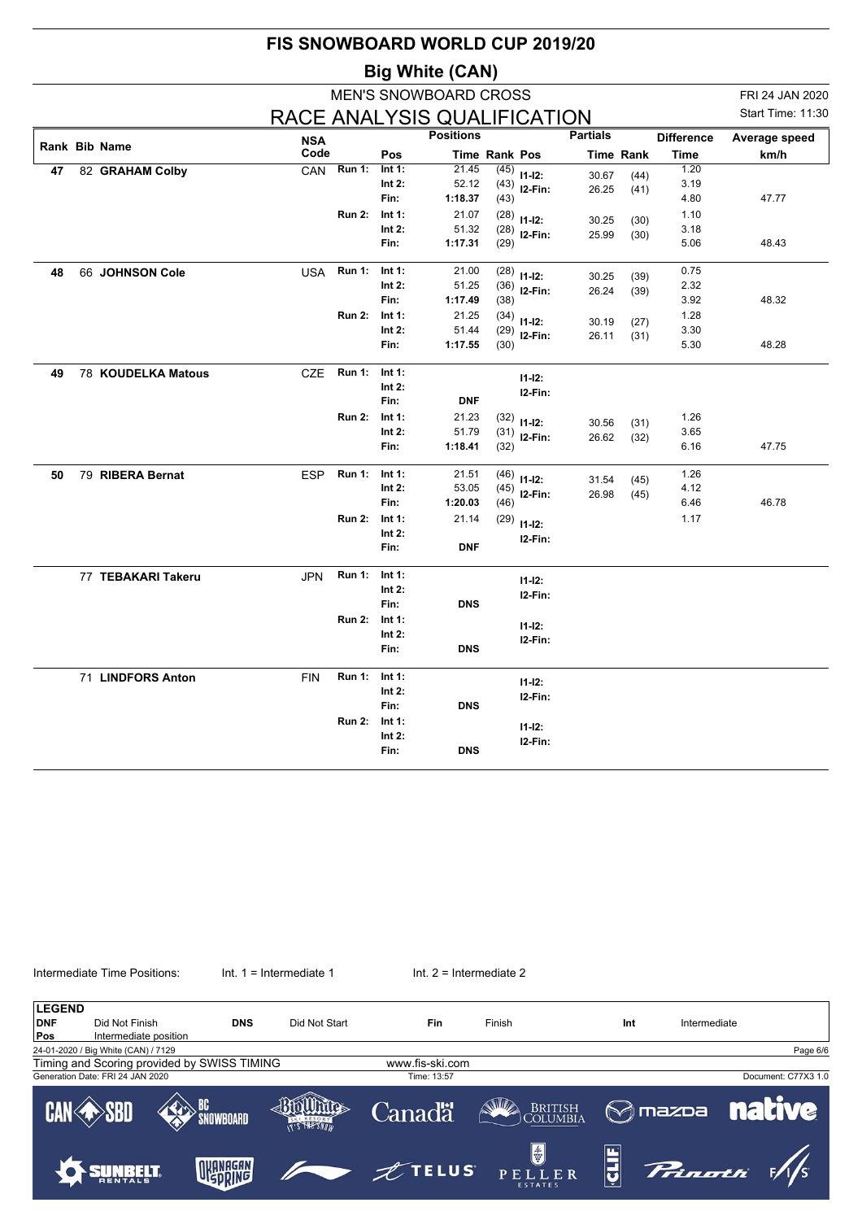# FIS SNOWBOARD WORLD CUP 2019/20

## Big White (CAN)

### MEN'S SNOWBOARD CROSS

FRI 24 JAN 2020

## RACE ANALYSIS QUALIFICATION

Start Time: 11:30

| Rank | Bib | Name | NSA Code | Run | Pos | Positions Time | Positions Rank | Partials Pos | Partials Time | Partials Rank | Difference Time | Average speed km/h |
|---|---|---|---|---|---|---|---|---|---|---|---|---|
| 47 | 82 | GRAHAM Colby | CAN | Run 1: | Int 1: | 21.45 | (45) | I1-I2: | 30.67 | (44) | 1.20 | |
| | | | | | Int 2: | 52.12 | (43) | I2-Fin: | 26.25 | (41) | 3.19 | |
| | | | | | Fin: | 1:18.37 | (43) | | | | 4.80 | 47.77 |
| | | | | Run 2: | Int 1: | 21.07 | (28) | I1-I2: | 30.25 | (30) | 1.10 | |
| | | | | | Int 2: | 51.32 | (28) | I2-Fin: | 25.99 | (30) | 3.18 | |
| | | | | | Fin: | 1:17.31 | (29) | | | | 5.06 | 48.43 |
| 48 | 66 | JOHNSON Cole | USA | Run 1: | Int 1: | 21.00 | (28) | I1-I2: | 30.25 | (39) | 0.75 | |
| | | | | | Int 2: | 51.25 | (36) | I2-Fin: | 26.24 | (39) | 2.32 | |
| | | | | | Fin: | 1:17.49 | (38) | | | | 3.92 | 48.32 |
| | | | | Run 2: | Int 1: | 21.25 | (34) | I1-I2: | 30.19 | (27) | 1.28 | |
| | | | | | Int 2: | 51.44 | (29) | I2-Fin: | 26.11 | (31) | 3.30 | |
| | | | | | Fin: | 1:17.55 | (30) | | | | 5.30 | 48.28 |
| 49 | 78 | KOUDELKA Matous | CZE | Run 1: | Int 1: | | | I1-I2: | | | | |
| | | | | | Int 2: | | | I2-Fin: | | | | |
| | | | | | Fin: | DNF | | | | | | |
| | | | | Run 2: | Int 1: | 21.23 | (32) | I1-I2: | 30.56 | (31) | 1.26 | |
| | | | | | Int 2: | 51.79 | (31) | I2-Fin: | 26.62 | (32) | 3.65 | |
| | | | | | Fin: | 1:18.41 | (32) | | | | 6.16 | 47.75 |
| 50 | 79 | RIBERA Bernat | ESP | Run 1: | Int 1: | 21.51 | (46) | I1-I2: | 31.54 | (45) | 1.26 | |
| | | | | | Int 2: | 53.05 | (45) | I2-Fin: | 26.98 | (45) | 4.12 | |
| | | | | | Fin: | 1:20.03 | (46) | | | | 6.46 | 46.78 |
| | | | | Run 2: | Int 1: | 21.14 | (29) | I1-I2: | | | 1.17 | |
| | | | | | Int 2: | | | I2-Fin: | | | | |
| | | | | | Fin: | DNF | | | | | | |
| | 77 | TEBAKARI Takeru | JPN | Run 1: | Int 1: | | | I1-I2: | | | | |
| | | | | | Int 2: | | | I2-Fin: | | | | |
| | | | | | Fin: | DNS | | | | | | |
| | | | | Run 2: | Int 1: | | | I1-I2: | | | | |
| | | | | | Int 2: | | | I2-Fin: | | | | |
| | | | | | Fin: | DNS | | | | | | |
| | 71 | LINDFORS Anton | FIN | Run 1: | Int 1: | | | I1-I2: | | | | |
| | | | | | Int 2: | | | I2-Fin: | | | | |
| | | | | | Fin: | DNS | | | | | | |
| | | | | Run 2: | Int 1: | | | I1-I2: | | | | |
| | | | | | Int 2: | | | I2-Fin: | | | | |
| | | | | | Fin: | DNS | | | | | | |

Intermediate Time Positions: Int. 1 = Intermediate 1 Int. 2 = Intermediate 2

**LEGEND**

| | | | | | | | |
|---|---|---|---|---|---|---|---|
| DNF | Did Not Finish | DNS | Did Not Start | Fin | Finish | Int | Intermediate |
| Pos | Intermediate position | | | | | | |

24-01-2020 / Big White (CAN) / 7129

Timing and Scoring provided by SWISS TIMING www.fis-ski.com

Generation Date: FRI 24 JAN 2020 Time: 13:57 Document: C77X3 1.0